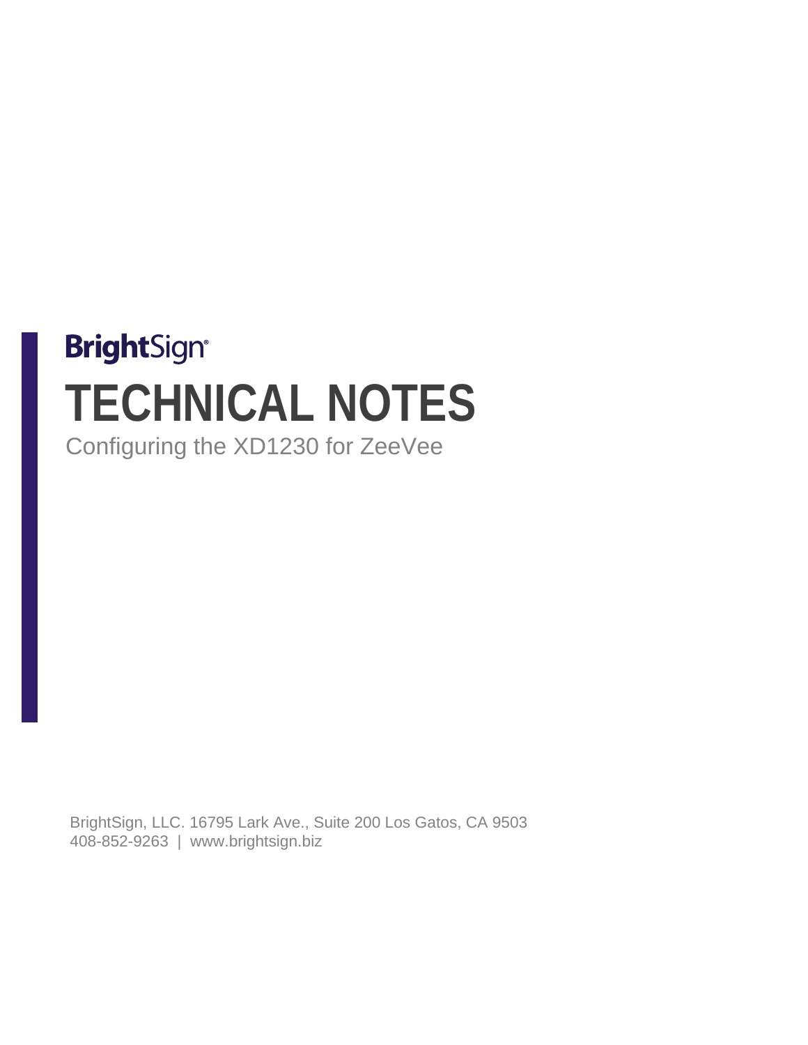BrightSign

# TECHNICAL NOTES

Configuring the XD1230 for ZeeVee

BrightSign, LLC. 16795 Lark Ave., Suite 200 Los Gatos, CA 9503
408-852-9263 | www.brightsign.biz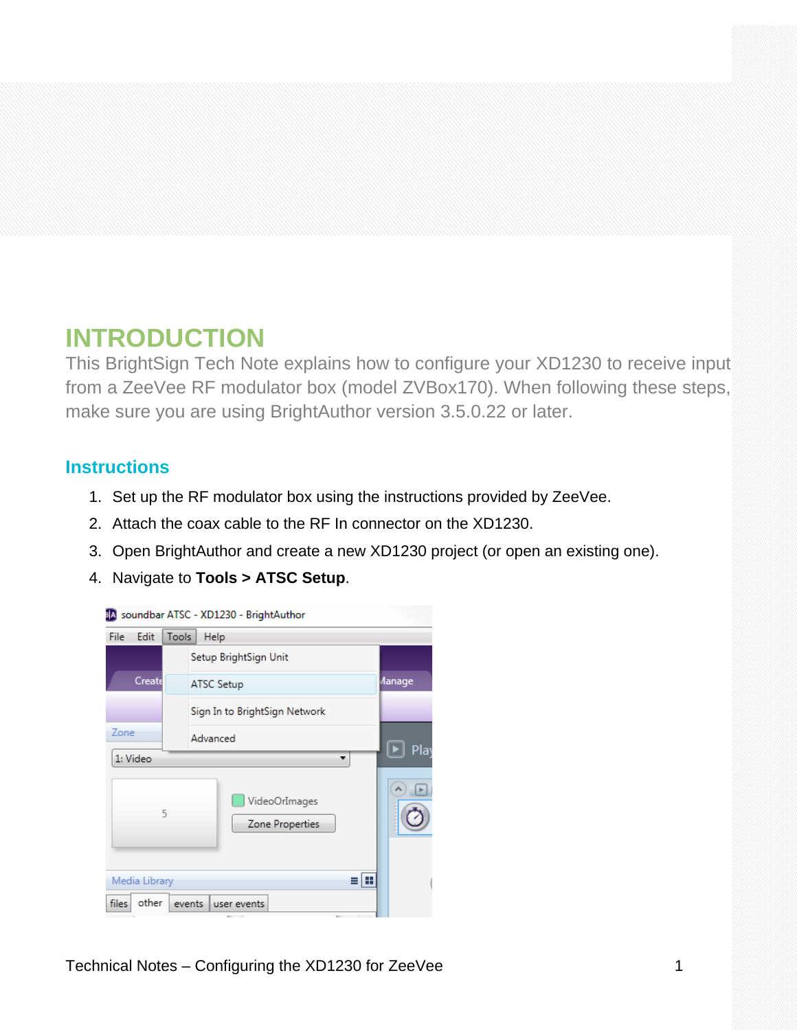# INTRODUCTION

This BrightSign Tech Note explains how to configure your XD1230 to receive input from a ZeeVee RF modulator box (model ZVBox170). When following these steps, make sure you are using BrightAuthor version 3.5.0.22 or later.

## Instructions

1. Set up the RF modulator box using the instructions provided by ZeeVee.
2. Attach the coax cable to the RF In connector on the XD1230.
3. Open BrightAuthor and create a new XD1230 project (or open an existing one).
4. Navigate to **Tools > ATSC Setup**.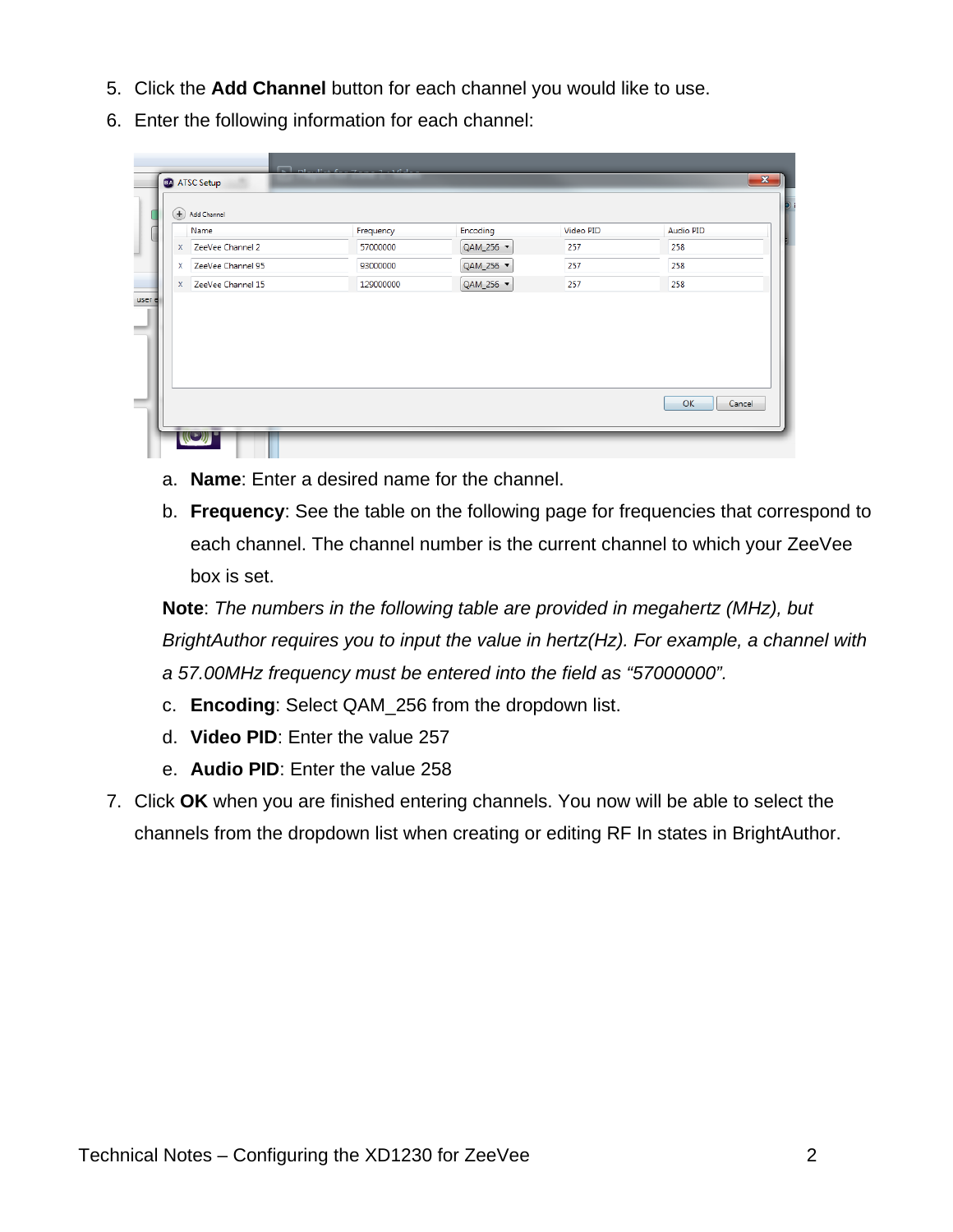5. Click the **Add Channel** button for each channel you would like to use.
6. Enter the following information for each channel:

   a. **Name**: Enter a desired name for the channel.

   b. **Frequency**: See the table on the following page for frequencies that correspond to each channel. The channel number is the current channel to which your ZeeVee box is set.

   **Note**: *The numbers in the following table are provided in megahertz (MHz), but BrightAuthor requires you to input the value in hertz(Hz). For example, a channel with a 57.00MHz frequency must be entered into the field as "57000000".*

   c. **Encoding**: Select QAM_256 from the dropdown list.

   d. **Video PID**: Enter the value 257

   e. **Audio PID**: Enter the value 258

7. Click **OK** when you are finished entering channels. You now will be able to select the channels from the dropdown list when creating or editing RF In states in BrightAuthor.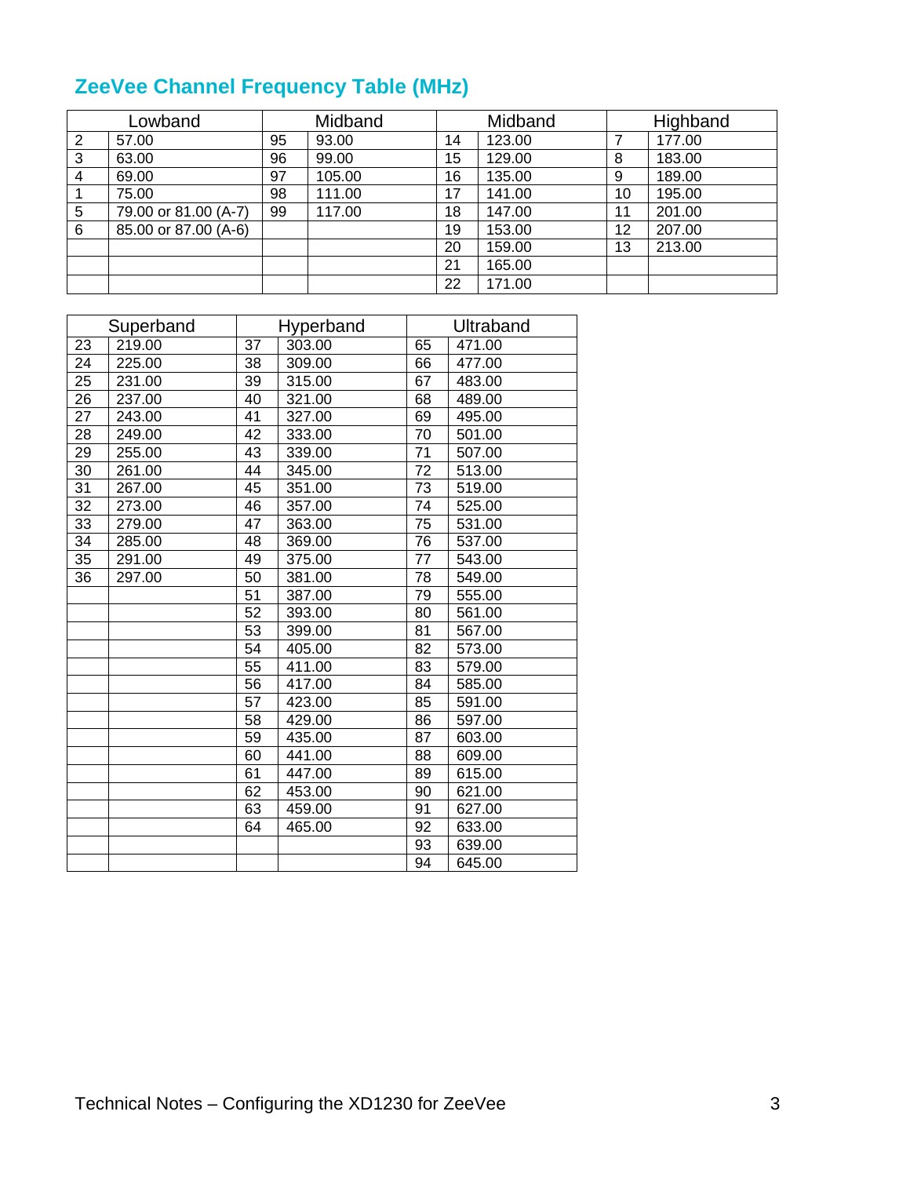## ZeeVee Channel Frequency Table (MHz)

| Lowband | | Midband | | Midband | | Highband | |
|---|---|---|---|---|---|---|---|
| 2 | 57.00 | 95 | 93.00 | 14 | 123.00 | 7 | 177.00 |
| 3 | 63.00 | 96 | 99.00 | 15 | 129.00 | 8 | 183.00 |
| 4 | 69.00 | 97 | 105.00 | 16 | 135.00 | 9 | 189.00 |
| 1 | 75.00 | 98 | 111.00 | 17 | 141.00 | 10 | 195.00 |
| 5 | 79.00 or 81.00 (A-7) | 99 | 117.00 | 18 | 147.00 | 11 | 201.00 |
| 6 | 85.00 or 87.00 (A-6) | | | 19 | 153.00 | 12 | 207.00 |
| | | | | 20 | 159.00 | 13 | 213.00 |
| | | | | 21 | 165.00 | | |
| | | | | 22 | 171.00 | | |

| Superband | | Hyperband | | Ultraband | |
|---|---|---|---|---|---|
| 23 | 219.00 | 37 | 303.00 | 65 | 471.00 |
| 24 | 225.00 | 38 | 309.00 | 66 | 477.00 |
| 25 | 231.00 | 39 | 315.00 | 67 | 483.00 |
| 26 | 237.00 | 40 | 321.00 | 68 | 489.00 |
| 27 | 243.00 | 41 | 327.00 | 69 | 495.00 |
| 28 | 249.00 | 42 | 333.00 | 70 | 501.00 |
| 29 | 255.00 | 43 | 339.00 | 71 | 507.00 |
| 30 | 261.00 | 44 | 345.00 | 72 | 513.00 |
| 31 | 267.00 | 45 | 351.00 | 73 | 519.00 |
| 32 | 273.00 | 46 | 357.00 | 74 | 525.00 |
| 33 | 279.00 | 47 | 363.00 | 75 | 531.00 |
| 34 | 285.00 | 48 | 369.00 | 76 | 537.00 |
| 35 | 291.00 | 49 | 375.00 | 77 | 543.00 |
| 36 | 297.00 | 50 | 381.00 | 78 | 549.00 |
| | | 51 | 387.00 | 79 | 555.00 |
| | | 52 | 393.00 | 80 | 561.00 |
| | | 53 | 399.00 | 81 | 567.00 |
| | | 54 | 405.00 | 82 | 573.00 |
| | | 55 | 411.00 | 83 | 579.00 |
| | | 56 | 417.00 | 84 | 585.00 |
| | | 57 | 423.00 | 85 | 591.00 |
| | | 58 | 429.00 | 86 | 597.00 |
| | | 59 | 435.00 | 87 | 603.00 |
| | | 60 | 441.00 | 88 | 609.00 |
| | | 61 | 447.00 | 89 | 615.00 |
| | | 62 | 453.00 | 90 | 621.00 |
| | | 63 | 459.00 | 91 | 627.00 |
| | | 64 | 465.00 | 92 | 633.00 |
| | | | | 93 | 639.00 |
| | | | | 94 | 645.00 |